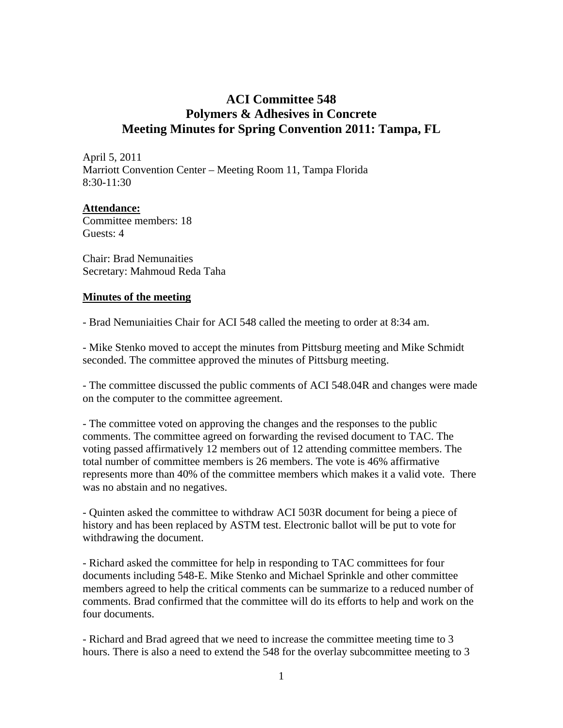# ACI Committee 548
# Polymers & Adhesives in Concrete
# Meeting Minutes for Spring Convention 2011: Tampa, FL

April 5, 2011
Marriott Convention Center – Meeting Room 11, Tampa Florida
8:30-11:30

**Attendance:**
Committee members: 18
Guests: 4

Chair: Brad Nemunaities
Secretary: Mahmoud Reda Taha

**Minutes of the meeting**

- Brad Nemuniaities Chair for ACI 548 called the meeting to order at 8:34 am.

- Mike Stenko moved to accept the minutes from Pittsburg meeting and Mike Schmidt seconded. The committee approved the minutes of Pittsburg meeting.

- The committee discussed the public comments of ACI 548.04R and changes were made on the computer to the committee agreement.

- The committee voted on approving the changes and the responses to the public comments. The committee agreed on forwarding the revised document to TAC. The voting passed affirmatively 12 members out of 12 attending committee members. The total number of committee members is 26 members. The vote is 46% affirmative represents more than 40% of the committee members which makes it a valid vote. There was no abstain and no negatives.

- Quinten asked the committee to withdraw ACI 503R document for being a piece of history and has been replaced by ASTM test. Electronic ballot will be put to vote for withdrawing the document.

- Richard asked the committee for help in responding to TAC committees for four documents including 548-E. Mike Stenko and Michael Sprinkle and other committee members agreed to help the critical comments can be summarize to a reduced number of comments. Brad confirmed that the committee will do its efforts to help and work on the four documents.

- Richard and Brad agreed that we need to increase the committee meeting time to 3 hours. There is also a need to extend the 548 for the overlay subcommittee meeting to 3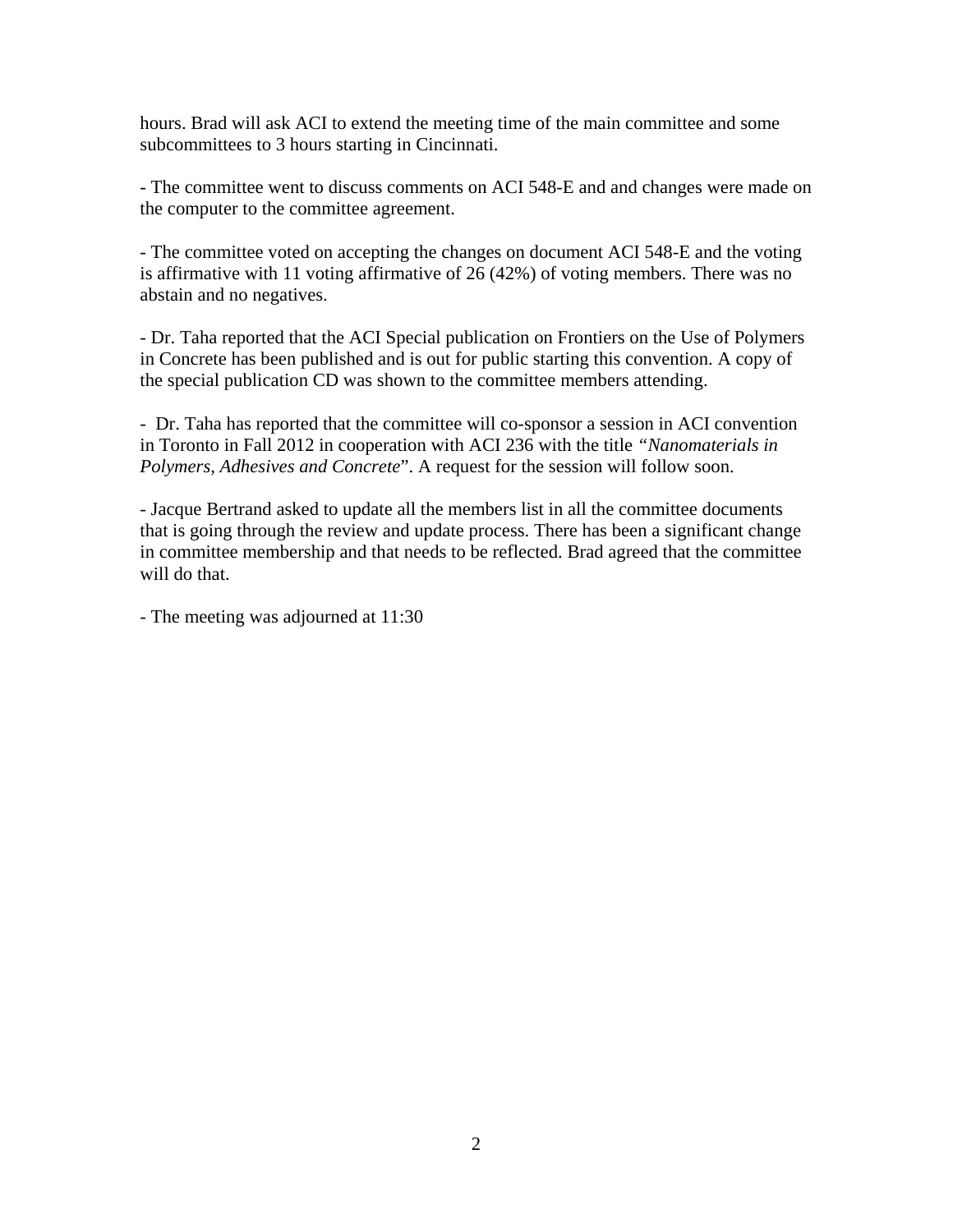hours. Brad will ask ACI to extend the meeting time of the main committee and some subcommittees to 3 hours starting in Cincinnati.

- The committee went to discuss comments on ACI 548-E and and changes were made on the computer to the committee agreement.

- The committee voted on accepting the changes on document ACI 548-E and the voting is affirmative with 11 voting affirmative of 26 (42%) of voting members. There was no abstain and no negatives.

- Dr. Taha reported that the ACI Special publication on Frontiers on the Use of Polymers in Concrete has been published and is out for public starting this convention. A copy of the special publication CD was shown to the committee members attending.

- Dr. Taha has reported that the committee will co-sponsor a session in ACI convention in Toronto in Fall 2012 in cooperation with ACI 236 with the title *"Nanomaterials in Polymers, Adhesives and Concrete*". A request for the session will follow soon.

- Jacque Bertrand asked to update all the members list in all the committee documents that is going through the review and update process. There has been a significant change in committee membership and that needs to be reflected. Brad agreed that the committee will do that.

- The meeting was adjourned at 11:30